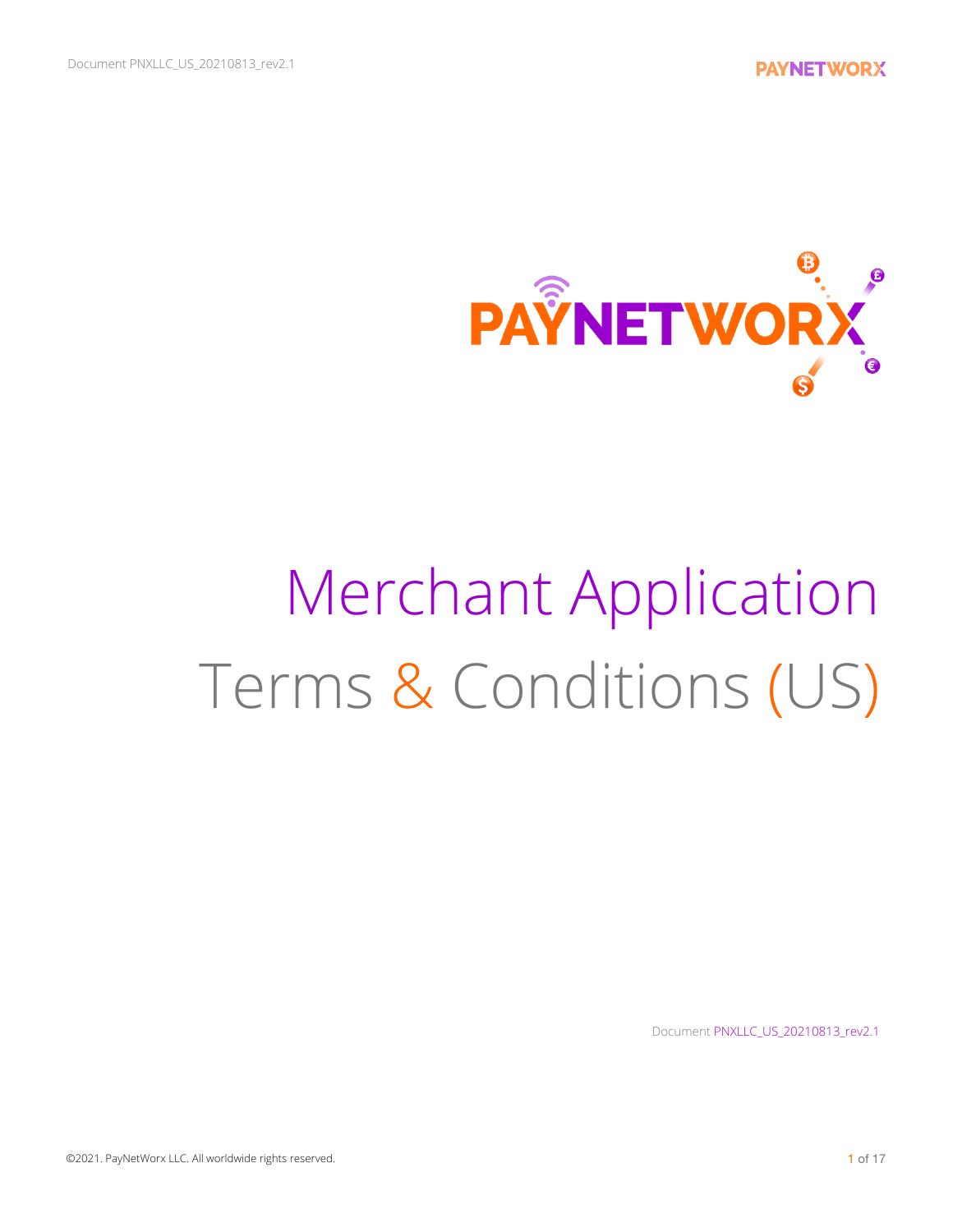PAYNETWORX

# Merchant Application Terms & Conditions (US)

Document PNXLLC_US_20210813_rev2.1

©2021. PayNetWorx LLC. All worldwide rights reserved.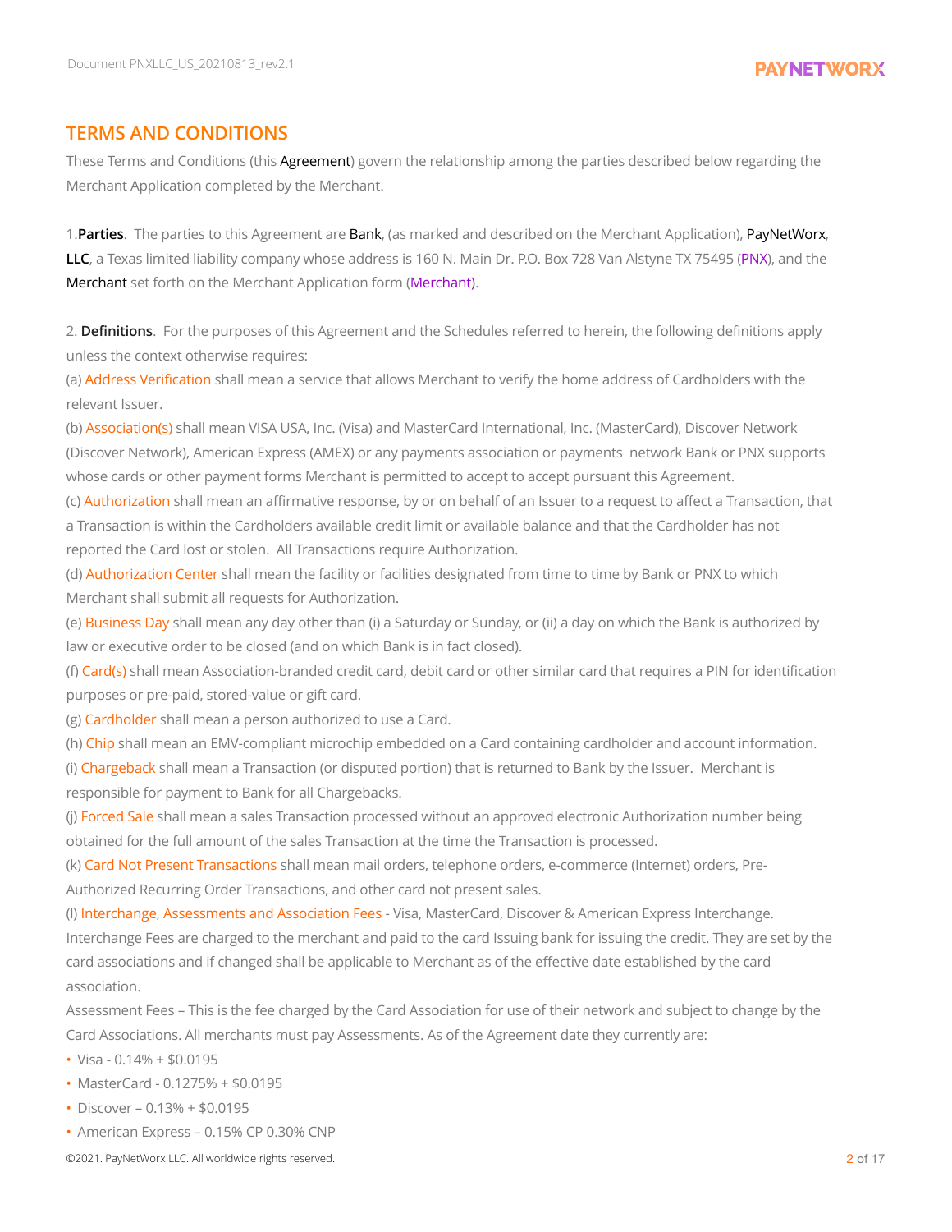## TERMS AND CONDITIONS

These Terms and Conditions (this **Agreement**) govern the relationship among the parties described below regarding the Merchant Application completed by the Merchant.

1.**Parties**. The parties to this Agreement are **Bank**, (as marked and described on the Merchant Application), **PayNetWorx, LLC**, a Texas limited liability company whose address is 160 N. Main Dr. P.O. Box 728 Van Alstyne TX 75495 (PNX), and the **Merchant** set forth on the Merchant Application form (Merchant).

2. **Definitions**. For the purposes of this Agreement and the Schedules referred to herein, the following definitions apply unless the context otherwise requires:

(a) Address Verification shall mean a service that allows Merchant to verify the home address of Cardholders with the relevant Issuer.

(b) Association(s) shall mean VISA USA, Inc. (Visa) and MasterCard International, Inc. (MasterCard), Discover Network (Discover Network), American Express (AMEX) or any payments association or payments network Bank or PNX supports whose cards or other payment forms Merchant is permitted to accept to accept pursuant this Agreement.

(c) Authorization shall mean an affirmative response, by or on behalf of an Issuer to a request to affect a Transaction, that a Transaction is within the Cardholders available credit limit or available balance and that the Cardholder has not reported the Card lost or stolen. All Transactions require Authorization.

(d) Authorization Center shall mean the facility or facilities designated from time to time by Bank or PNX to which Merchant shall submit all requests for Authorization.

(e) Business Day shall mean any day other than (i) a Saturday or Sunday, or (ii) a day on which the Bank is authorized by law or executive order to be closed (and on which Bank is in fact closed).

(f) Card(s) shall mean Association-branded credit card, debit card or other similar card that requires a PIN for identification purposes or pre-paid, stored-value or gift card.

(g) Cardholder shall mean a person authorized to use a Card.

(h) Chip shall mean an EMV-compliant microchip embedded on a Card containing cardholder and account information.

(i) Chargeback shall mean a Transaction (or disputed portion) that is returned to Bank by the Issuer. Merchant is responsible for payment to Bank for all Chargebacks.

(j) Forced Sale shall mean a sales Transaction processed without an approved electronic Authorization number being obtained for the full amount of the sales Transaction at the time the Transaction is processed.

(k) Card Not Present Transactions shall mean mail orders, telephone orders, e-commerce (Internet) orders, Pre-Authorized Recurring Order Transactions, and other card not present sales.

(l) Interchange, Assessments and Association Fees - Visa, MasterCard, Discover & American Express Interchange. Interchange Fees are charged to the merchant and paid to the card Issuing bank for issuing the credit. They are set by the card associations and if changed shall be applicable to Merchant as of the effective date established by the card association.

Assessment Fees – This is the fee charged by the Card Association for use of their network and subject to change by the Card Associations. All merchants must pay Assessments. As of the Agreement date they currently are:

- Visa - 0.14% + $0.0195
- MasterCard - 0.1275% + $0.0195
- Discover – 0.13% + $0.0195
- American Express – 0.15% CP 0.30% CNP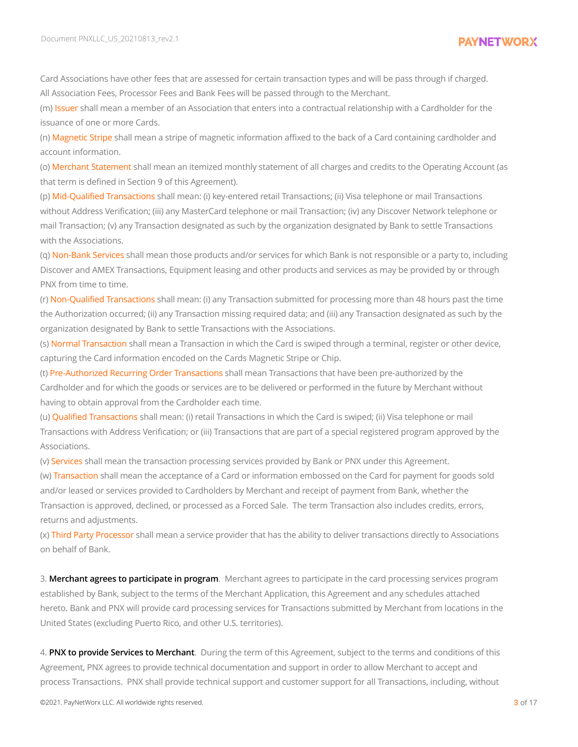Card Associations have other fees that are assessed for certain transaction types and will be pass through if charged. All Association Fees, Processor Fees and Bank Fees will be passed through to the Merchant.

(m) Issuer shall mean a member of an Association that enters into a contractual relationship with a Cardholder for the issuance of one or more Cards.

(n) Magnetic Stripe shall mean a stripe of magnetic information affixed to the back of a Card containing cardholder and account information.

(o) Merchant Statement shall mean an itemized monthly statement of all charges and credits to the Operating Account (as that term is defined in Section 9 of this Agreement).

(p) Mid-Qualified Transactions shall mean: (i) key-entered retail Transactions; (ii) Visa telephone or mail Transactions without Address Verification; (iii) any MasterCard telephone or mail Transaction; (iv) any Discover Network telephone or mail Transaction; (v) any Transaction designated as such by the organization designated by Bank to settle Transactions with the Associations.

(q) Non-Bank Services shall mean those products and/or services for which Bank is not responsible or a party to, including Discover and AMEX Transactions, Equipment leasing and other products and services as may be provided by or through PNX from time to time.

(r) Non-Qualified Transactions shall mean: (i) any Transaction submitted for processing more than 48 hours past the time the Authorization occurred; (ii) any Transaction missing required data; and (iii) any Transaction designated as such by the organization designated by Bank to settle Transactions with the Associations.

(s) Normal Transaction shall mean a Transaction in which the Card is swiped through a terminal, register or other device, capturing the Card information encoded on the Cards Magnetic Stripe or Chip.

(t) Pre-Authorized Recurring Order Transactions shall mean Transactions that have been pre-authorized by the Cardholder and for which the goods or services are to be delivered or performed in the future by Merchant without having to obtain approval from the Cardholder each time.

(u) Qualified Transactions shall mean: (i) retail Transactions in which the Card is swiped; (ii) Visa telephone or mail Transactions with Address Verification; or (iii) Transactions that are part of a special registered program approved by the Associations.

(v) Services shall mean the transaction processing services provided by Bank or PNX under this Agreement.

(w) Transaction shall mean the acceptance of a Card or information embossed on the Card for payment for goods sold and/or leased or services provided to Cardholders by Merchant and receipt of payment from Bank, whether the Transaction is approved, declined, or processed as a Forced Sale. The term Transaction also includes credits, errors, returns and adjustments.

(x) Third Party Processor shall mean a service provider that has the ability to deliver transactions directly to Associations on behalf of Bank.

3. **Merchant agrees to participate in program**. Merchant agrees to participate in the card processing services program established by Bank, subject to the terms of the Merchant Application, this Agreement and any schedules attached hereto. Bank and PNX will provide card processing services for Transactions submitted by Merchant from locations in the United States (excluding Puerto Rico, and other U.S. territories).

4. **PNX to provide Services to Merchant**. During the term of this Agreement, subject to the terms and conditions of this Agreement, PNX agrees to provide technical documentation and support in order to allow Merchant to accept and process Transactions. PNX shall provide technical support and customer support for all Transactions, including, without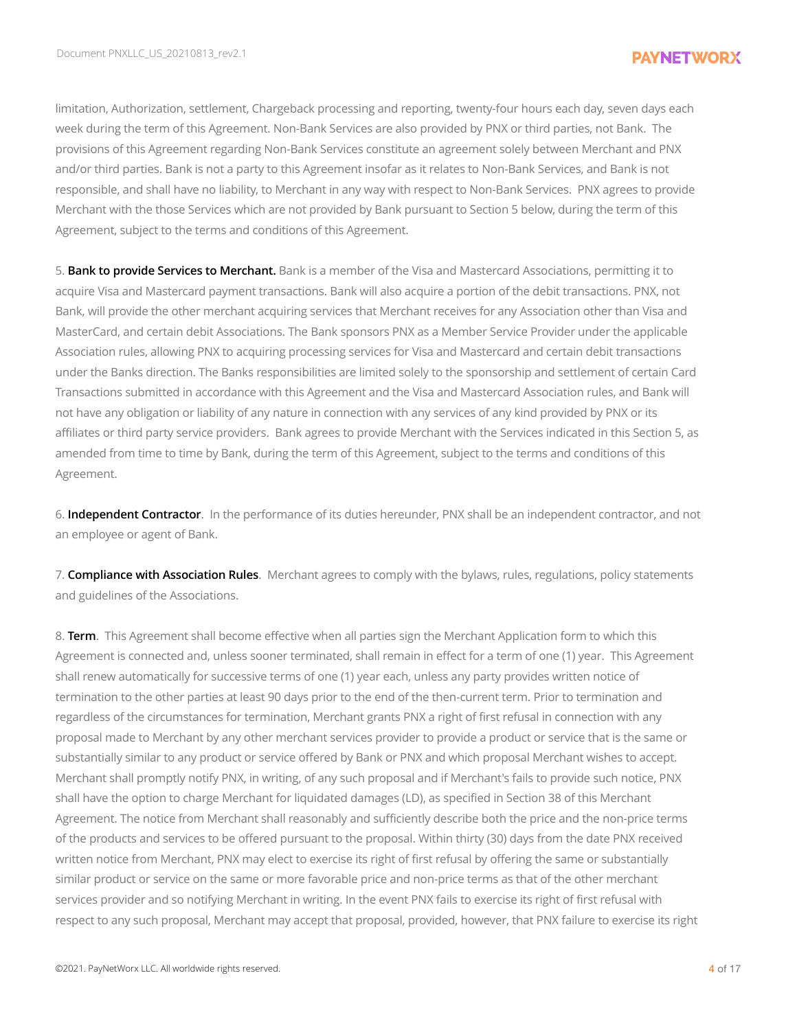limitation, Authorization, settlement, Chargeback processing and reporting, twenty-four hours each day, seven days each week during the term of this Agreement. Non-Bank Services are also provided by PNX or third parties, not Bank. The provisions of this Agreement regarding Non-Bank Services constitute an agreement solely between Merchant and PNX and/or third parties. Bank is not a party to this Agreement insofar as it relates to Non-Bank Services, and Bank is not responsible, and shall have no liability, to Merchant in any way with respect to Non-Bank Services. PNX agrees to provide Merchant with the those Services which are not provided by Bank pursuant to Section 5 below, during the term of this Agreement, subject to the terms and conditions of this Agreement.

5. **Bank to provide Services to Merchant.** Bank is a member of the Visa and Mastercard Associations, permitting it to acquire Visa and Mastercard payment transactions. Bank will also acquire a portion of the debit transactions. PNX, not Bank, will provide the other merchant acquiring services that Merchant receives for any Association other than Visa and MasterCard, and certain debit Associations. The Bank sponsors PNX as a Member Service Provider under the applicable Association rules, allowing PNX to acquiring processing services for Visa and Mastercard and certain debit transactions under the Banks direction. The Banks responsibilities are limited solely to the sponsorship and settlement of certain Card Transactions submitted in accordance with this Agreement and the Visa and Mastercard Association rules, and Bank will not have any obligation or liability of any nature in connection with any services of any kind provided by PNX or its affiliates or third party service providers. Bank agrees to provide Merchant with the Services indicated in this Section 5, as amended from time to time by Bank, during the term of this Agreement, subject to the terms and conditions of this Agreement.

6. **Independent Contractor**. In the performance of its duties hereunder, PNX shall be an independent contractor, and not an employee or agent of Bank.

7. **Compliance with Association Rules**. Merchant agrees to comply with the bylaws, rules, regulations, policy statements and guidelines of the Associations.

8. **Term**. This Agreement shall become effective when all parties sign the Merchant Application form to which this Agreement is connected and, unless sooner terminated, shall remain in effect for a term of one (1) year. This Agreement shall renew automatically for successive terms of one (1) year each, unless any party provides written notice of termination to the other parties at least 90 days prior to the end of the then-current term. Prior to termination and regardless of the circumstances for termination, Merchant grants PNX a right of first refusal in connection with any proposal made to Merchant by any other merchant services provider to provide a product or service that is the same or substantially similar to any product or service offered by Bank or PNX and which proposal Merchant wishes to accept. Merchant shall promptly notify PNX, in writing, of any such proposal and if Merchant's fails to provide such notice, PNX shall have the option to charge Merchant for liquidated damages (LD), as specified in Section 38 of this Merchant Agreement. The notice from Merchant shall reasonably and sufficiently describe both the price and the non-price terms of the products and services to be offered pursuant to the proposal. Within thirty (30) days from the date PNX received written notice from Merchant, PNX may elect to exercise its right of first refusal by offering the same or substantially similar product or service on the same or more favorable price and non-price terms as that of the other merchant services provider and so notifying Merchant in writing. In the event PNX fails to exercise its right of first refusal with respect to any such proposal, Merchant may accept that proposal, provided, however, that PNX failure to exercise its right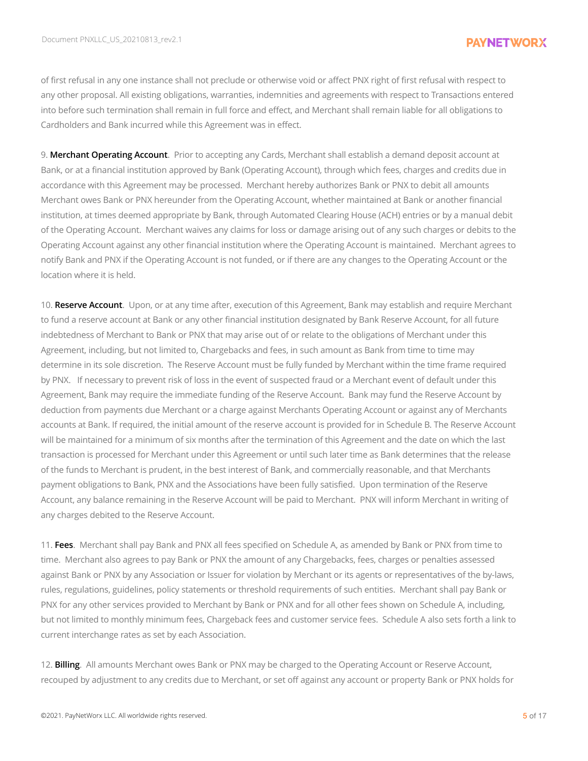of first refusal in any one instance shall not preclude or otherwise void or affect PNX right of first refusal with respect to any other proposal. All existing obligations, warranties, indemnities and agreements with respect to Transactions entered into before such termination shall remain in full force and effect, and Merchant shall remain liable for all obligations to Cardholders and Bank incurred while this Agreement was in effect.

9. **Merchant Operating Account**. Prior to accepting any Cards, Merchant shall establish a demand deposit account at Bank, or at a financial institution approved by Bank (Operating Account), through which fees, charges and credits due in accordance with this Agreement may be processed. Merchant hereby authorizes Bank or PNX to debit all amounts Merchant owes Bank or PNX hereunder from the Operating Account, whether maintained at Bank or another financial institution, at times deemed appropriate by Bank, through Automated Clearing House (ACH) entries or by a manual debit of the Operating Account. Merchant waives any claims for loss or damage arising out of any such charges or debits to the Operating Account against any other financial institution where the Operating Account is maintained. Merchant agrees to notify Bank and PNX if the Operating Account is not funded, or if there are any changes to the Operating Account or the location where it is held.

10. **Reserve Account**. Upon, or at any time after, execution of this Agreement, Bank may establish and require Merchant to fund a reserve account at Bank or any other financial institution designated by Bank Reserve Account, for all future indebtedness of Merchant to Bank or PNX that may arise out of or relate to the obligations of Merchant under this Agreement, including, but not limited to, Chargebacks and fees, in such amount as Bank from time to time may determine in its sole discretion. The Reserve Account must be fully funded by Merchant within the time frame required by PNX. If necessary to prevent risk of loss in the event of suspected fraud or a Merchant event of default under this Agreement, Bank may require the immediate funding of the Reserve Account. Bank may fund the Reserve Account by deduction from payments due Merchant or a charge against Merchants Operating Account or against any of Merchants accounts at Bank. If required, the initial amount of the reserve account is provided for in Schedule B. The Reserve Account will be maintained for a minimum of six months after the termination of this Agreement and the date on which the last transaction is processed for Merchant under this Agreement or until such later time as Bank determines that the release of the funds to Merchant is prudent, in the best interest of Bank, and commercially reasonable, and that Merchants payment obligations to Bank, PNX and the Associations have been fully satisfied. Upon termination of the Reserve Account, any balance remaining in the Reserve Account will be paid to Merchant. PNX will inform Merchant in writing of any charges debited to the Reserve Account.

11. **Fees**. Merchant shall pay Bank and PNX all fees specified on Schedule A, as amended by Bank or PNX from time to time. Merchant also agrees to pay Bank or PNX the amount of any Chargebacks, fees, charges or penalties assessed against Bank or PNX by any Association or Issuer for violation by Merchant or its agents or representatives of the by-laws, rules, regulations, guidelines, policy statements or threshold requirements of such entities. Merchant shall pay Bank or PNX for any other services provided to Merchant by Bank or PNX and for all other fees shown on Schedule A, including, but not limited to monthly minimum fees, Chargeback fees and customer service fees. Schedule A also sets forth a link to current interchange rates as set by each Association.

12. **Billing**. All amounts Merchant owes Bank or PNX may be charged to the Operating Account or Reserve Account, recouped by adjustment to any credits due to Merchant, or set off against any account or property Bank or PNX holds for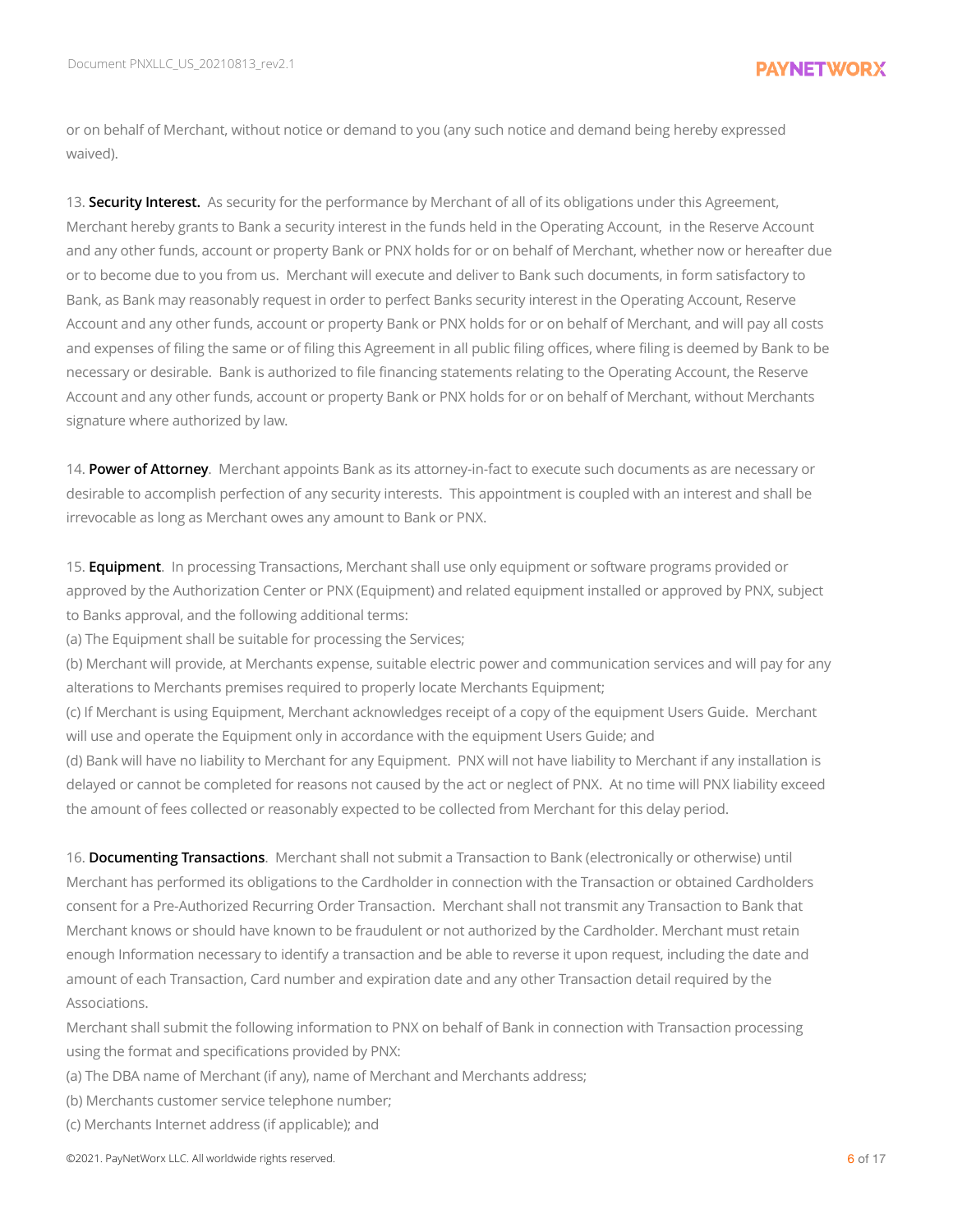or on behalf of Merchant, without notice or demand to you (any such notice and demand being hereby expressed waived).

13. **Security Interest.** As security for the performance by Merchant of all of its obligations under this Agreement, Merchant hereby grants to Bank a security interest in the funds held in the Operating Account, in the Reserve Account and any other funds, account or property Bank or PNX holds for or on behalf of Merchant, whether now or hereafter due or to become due to you from us. Merchant will execute and deliver to Bank such documents, in form satisfactory to Bank, as Bank may reasonably request in order to perfect Banks security interest in the Operating Account, Reserve Account and any other funds, account or property Bank or PNX holds for or on behalf of Merchant, and will pay all costs and expenses of filing the same or of filing this Agreement in all public filing offices, where filing is deemed by Bank to be necessary or desirable. Bank is authorized to file financing statements relating to the Operating Account, the Reserve Account and any other funds, account or property Bank or PNX holds for or on behalf of Merchant, without Merchants signature where authorized by law.

14. **Power of Attorney**. Merchant appoints Bank as its attorney-in-fact to execute such documents as are necessary or desirable to accomplish perfection of any security interests. This appointment is coupled with an interest and shall be irrevocable as long as Merchant owes any amount to Bank or PNX.

15. **Equipment**. In processing Transactions, Merchant shall use only equipment or software programs provided or approved by the Authorization Center or PNX (Equipment) and related equipment installed or approved by PNX, subject to Banks approval, and the following additional terms:

(a) The Equipment shall be suitable for processing the Services;

(b) Merchant will provide, at Merchants expense, suitable electric power and communication services and will pay for any alterations to Merchants premises required to properly locate Merchants Equipment;

(c) If Merchant is using Equipment, Merchant acknowledges receipt of a copy of the equipment Users Guide. Merchant will use and operate the Equipment only in accordance with the equipment Users Guide; and

(d) Bank will have no liability to Merchant for any Equipment. PNX will not have liability to Merchant if any installation is delayed or cannot be completed for reasons not caused by the act or neglect of PNX. At no time will PNX liability exceed the amount of fees collected or reasonably expected to be collected from Merchant for this delay period.

16. **Documenting Transactions**. Merchant shall not submit a Transaction to Bank (electronically or otherwise) until Merchant has performed its obligations to the Cardholder in connection with the Transaction or obtained Cardholders consent for a Pre-Authorized Recurring Order Transaction. Merchant shall not transmit any Transaction to Bank that Merchant knows or should have known to be fraudulent or not authorized by the Cardholder. Merchant must retain enough Information necessary to identify a transaction and be able to reverse it upon request, including the date and amount of each Transaction, Card number and expiration date and any other Transaction detail required by the Associations.

Merchant shall submit the following information to PNX on behalf of Bank in connection with Transaction processing using the format and specifications provided by PNX:

(a) The DBA name of Merchant (if any), name of Merchant and Merchants address;

(b) Merchants customer service telephone number;

(c) Merchants Internet address (if applicable); and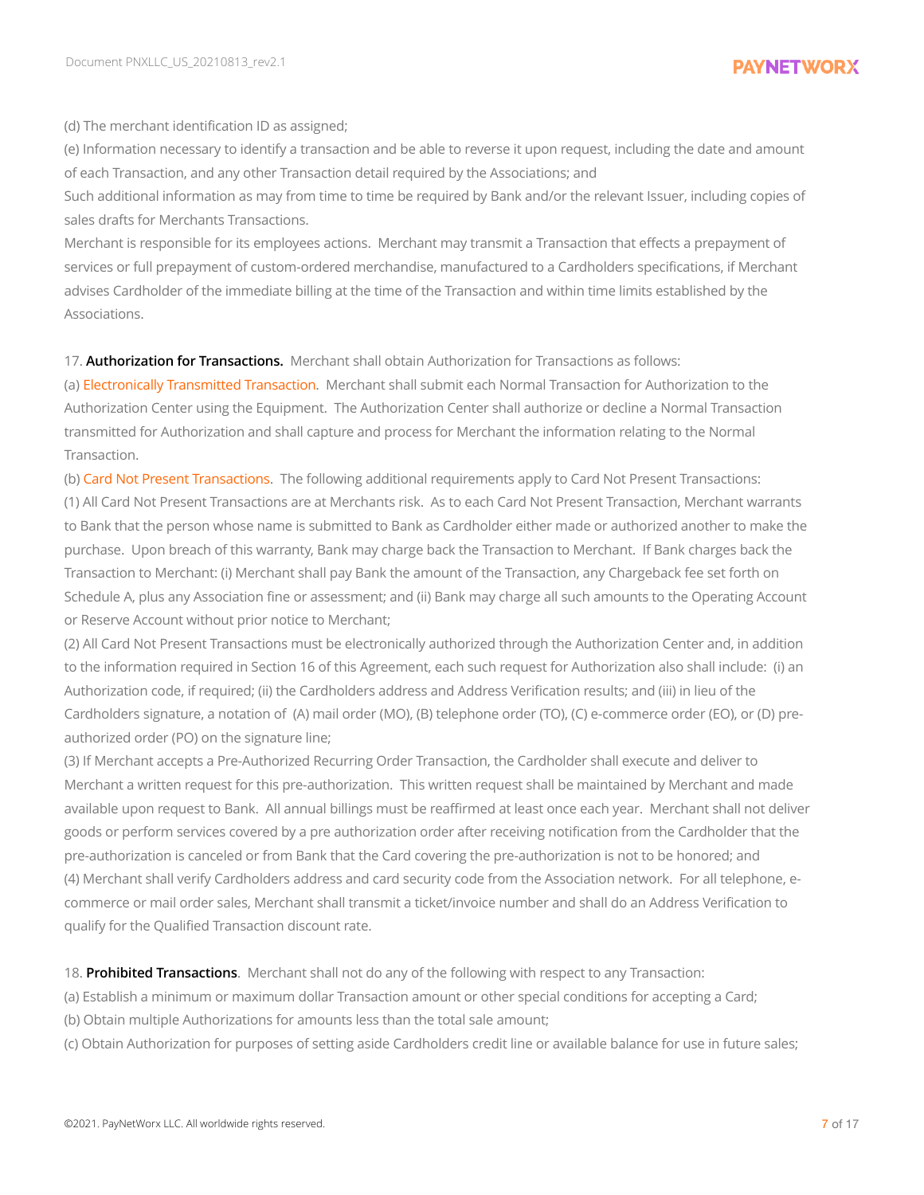(d) The merchant identification ID as assigned;

(e) Information necessary to identify a transaction and be able to reverse it upon request, including the date and amount of each Transaction, and any other Transaction detail required by the Associations; and

Such additional information as may from time to time be required by Bank and/or the relevant Issuer, including copies of sales drafts for Merchants Transactions.

Merchant is responsible for its employees actions. Merchant may transmit a Transaction that effects a prepayment of services or full prepayment of custom-ordered merchandise, manufactured to a Cardholders specifications, if Merchant advises Cardholder of the immediate billing at the time of the Transaction and within time limits established by the Associations.

17. **Authorization for Transactions.** Merchant shall obtain Authorization for Transactions as follows:

(a) Electronically Transmitted Transaction. Merchant shall submit each Normal Transaction for Authorization to the Authorization Center using the Equipment. The Authorization Center shall authorize or decline a Normal Transaction transmitted for Authorization and shall capture and process for Merchant the information relating to the Normal Transaction.

(b) Card Not Present Transactions. The following additional requirements apply to Card Not Present Transactions:

(1) All Card Not Present Transactions are at Merchants risk. As to each Card Not Present Transaction, Merchant warrants to Bank that the person whose name is submitted to Bank as Cardholder either made or authorized another to make the purchase. Upon breach of this warranty, Bank may charge back the Transaction to Merchant. If Bank charges back the Transaction to Merchant: (i) Merchant shall pay Bank the amount of the Transaction, any Chargeback fee set forth on Schedule A, plus any Association fine or assessment; and (ii) Bank may charge all such amounts to the Operating Account or Reserve Account without prior notice to Merchant;

(2) All Card Not Present Transactions must be electronically authorized through the Authorization Center and, in addition to the information required in Section 16 of this Agreement, each such request for Authorization also shall include: (i) an Authorization code, if required; (ii) the Cardholders address and Address Verification results; and (iii) in lieu of the Cardholders signature, a notation of (A) mail order (MO), (B) telephone order (TO), (C) e-commerce order (EO), or (D) pre-authorized order (PO) on the signature line;

(3) If Merchant accepts a Pre-Authorized Recurring Order Transaction, the Cardholder shall execute and deliver to Merchant a written request for this pre-authorization. This written request shall be maintained by Merchant and made available upon request to Bank. All annual billings must be reaffirmed at least once each year. Merchant shall not deliver goods or perform services covered by a pre authorization order after receiving notification from the Cardholder that the pre-authorization is canceled or from Bank that the Card covering the pre-authorization is not to be honored; and

(4) Merchant shall verify Cardholders address and card security code from the Association network. For all telephone, e-commerce or mail order sales, Merchant shall transmit a ticket/invoice number and shall do an Address Verification to qualify for the Qualified Transaction discount rate.

18. **Prohibited Transactions**. Merchant shall not do any of the following with respect to any Transaction:

(a) Establish a minimum or maximum dollar Transaction amount or other special conditions for accepting a Card;

(b) Obtain multiple Authorizations for amounts less than the total sale amount;

(c) Obtain Authorization for purposes of setting aside Cardholders credit line or available balance for use in future sales;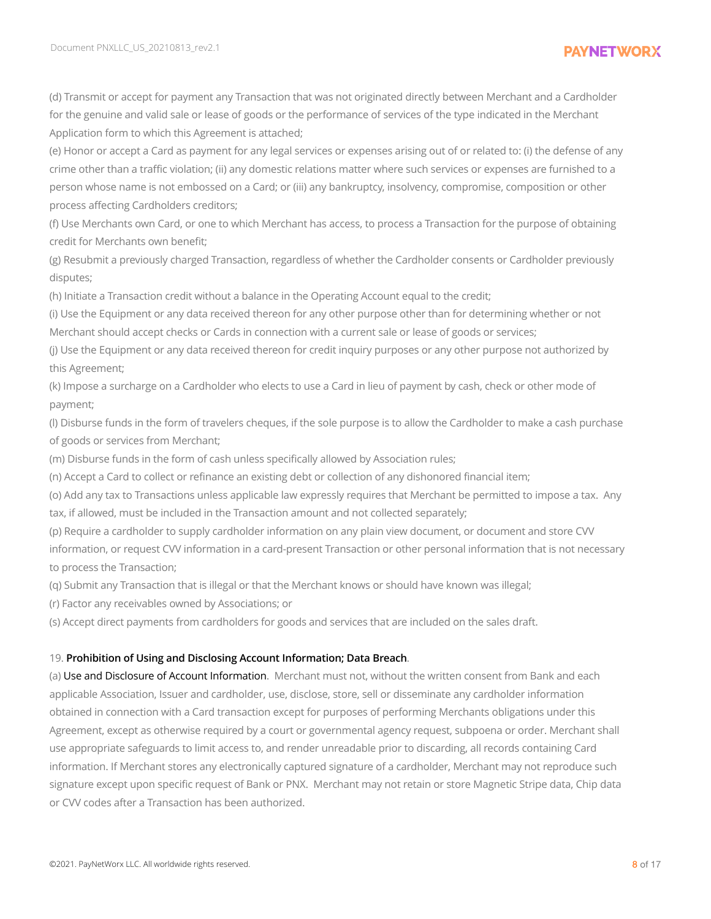(d) Transmit or accept for payment any Transaction that was not originated directly between Merchant and a Cardholder for the genuine and valid sale or lease of goods or the performance of services of the type indicated in the Merchant Application form to which this Agreement is attached;

(e) Honor or accept a Card as payment for any legal services or expenses arising out of or related to: (i) the defense of any crime other than a traffic violation; (ii) any domestic relations matter where such services or expenses are furnished to a person whose name is not embossed on a Card; or (iii) any bankruptcy, insolvency, compromise, composition or other process affecting Cardholders creditors;

(f) Use Merchants own Card, or one to which Merchant has access, to process a Transaction for the purpose of obtaining credit for Merchants own benefit;

(g) Resubmit a previously charged Transaction, regardless of whether the Cardholder consents or Cardholder previously disputes;

(h) Initiate a Transaction credit without a balance in the Operating Account equal to the credit;

(i) Use the Equipment or any data received thereon for any other purpose other than for determining whether or not Merchant should accept checks or Cards in connection with a current sale or lease of goods or services;

(j) Use the Equipment or any data received thereon for credit inquiry purposes or any other purpose not authorized by this Agreement;

(k) Impose a surcharge on a Cardholder who elects to use a Card in lieu of payment by cash, check or other mode of payment;

(l) Disburse funds in the form of travelers cheques, if the sole purpose is to allow the Cardholder to make a cash purchase of goods or services from Merchant;

(m) Disburse funds in the form of cash unless specifically allowed by Association rules;

(n) Accept a Card to collect or refinance an existing debt or collection of any dishonored financial item;

(o) Add any tax to Transactions unless applicable law expressly requires that Merchant be permitted to impose a tax. Any tax, if allowed, must be included in the Transaction amount and not collected separately;

(p) Require a cardholder to supply cardholder information on any plain view document, or document and store CVV information, or request CVV information in a card-present Transaction or other personal information that is not necessary to process the Transaction;

(q) Submit any Transaction that is illegal or that the Merchant knows or should have known was illegal;

(r) Factor any receivables owned by Associations; or

(s) Accept direct payments from cardholders for goods and services that are included on the sales draft.

19. **Prohibition of Using and Disclosing Account Information; Data Breach**.

(a) Use and Disclosure of Account Information. Merchant must not, without the written consent from Bank and each applicable Association, Issuer and cardholder, use, disclose, store, sell or disseminate any cardholder information obtained in connection with a Card transaction except for purposes of performing Merchants obligations under this Agreement, except as otherwise required by a court or governmental agency request, subpoena or order. Merchant shall use appropriate safeguards to limit access to, and render unreadable prior to discarding, all records containing Card information. If Merchant stores any electronically captured signature of a cardholder, Merchant may not reproduce such signature except upon specific request of Bank or PNX. Merchant may not retain or store Magnetic Stripe data, Chip data or CVV codes after a Transaction has been authorized.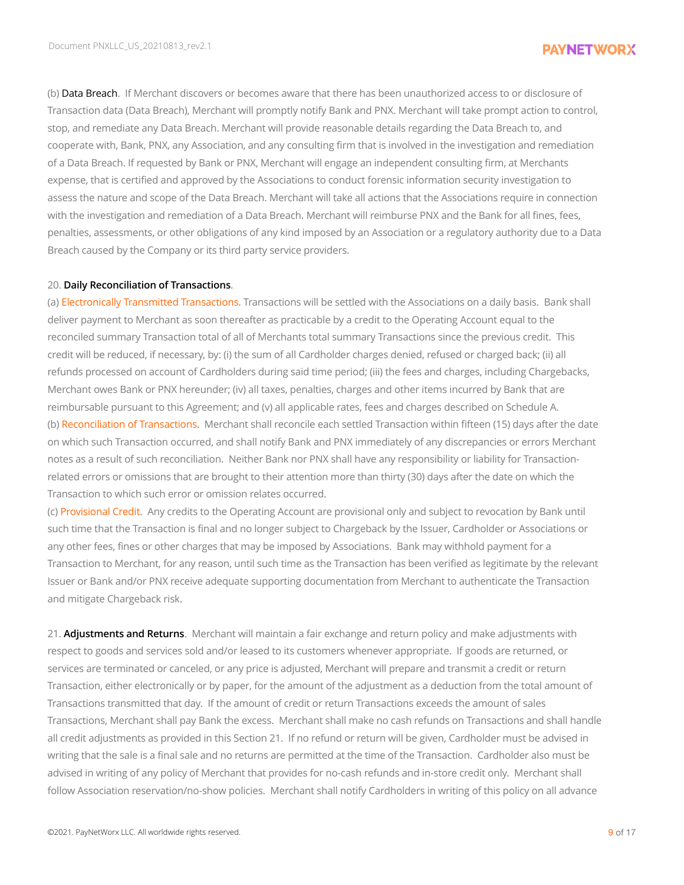(b) **Data Breach**. If Merchant discovers or becomes aware that there has been unauthorized access to or disclosure of Transaction data (Data Breach), Merchant will promptly notify Bank and PNX. Merchant will take prompt action to control, stop, and remediate any Data Breach. Merchant will provide reasonable details regarding the Data Breach to, and cooperate with, Bank, PNX, any Association, and any consulting firm that is involved in the investigation and remediation of a Data Breach. If requested by Bank or PNX, Merchant will engage an independent consulting firm, at Merchants expense, that is certified and approved by the Associations to conduct forensic information security investigation to assess the nature and scope of the Data Breach. Merchant will take all actions that the Associations require in connection with the investigation and remediation of a Data Breach. Merchant will reimburse PNX and the Bank for all fines, fees, penalties, assessments, or other obligations of any kind imposed by an Association or a regulatory authority due to a Data Breach caused by the Company or its third party service providers.

20. **Daily Reconciliation of Transactions**.

(a) Electronically Transmitted Transactions. Transactions will be settled with the Associations on a daily basis. Bank shall deliver payment to Merchant as soon thereafter as practicable by a credit to the Operating Account equal to the reconciled summary Transaction total of all of Merchants total summary Transactions since the previous credit. This credit will be reduced, if necessary, by: (i) the sum of all Cardholder charges denied, refused or charged back; (ii) all refunds processed on account of Cardholders during said time period; (iii) the fees and charges, including Chargebacks, Merchant owes Bank or PNX hereunder; (iv) all taxes, penalties, charges and other items incurred by Bank that are reimbursable pursuant to this Agreement; and (v) all applicable rates, fees and charges described on Schedule A.

(b) Reconciliation of Transactions. Merchant shall reconcile each settled Transaction within fifteen (15) days after the date on which such Transaction occurred, and shall notify Bank and PNX immediately of any discrepancies or errors Merchant notes as a result of such reconciliation. Neither Bank nor PNX shall have any responsibility or liability for Transaction-related errors or omissions that are brought to their attention more than thirty (30) days after the date on which the Transaction to which such error or omission relates occurred.

(c) Provisional Credit. Any credits to the Operating Account are provisional only and subject to revocation by Bank until such time that the Transaction is final and no longer subject to Chargeback by the Issuer, Cardholder or Associations or any other fees, fines or other charges that may be imposed by Associations. Bank may withhold payment for a Transaction to Merchant, for any reason, until such time as the Transaction has been verified as legitimate by the relevant Issuer or Bank and/or PNX receive adequate supporting documentation from Merchant to authenticate the Transaction and mitigate Chargeback risk.

21. **Adjustments and Returns**. Merchant will maintain a fair exchange and return policy and make adjustments with respect to goods and services sold and/or leased to its customers whenever appropriate. If goods are returned, or services are terminated or canceled, or any price is adjusted, Merchant will prepare and transmit a credit or return Transaction, either electronically or by paper, for the amount of the adjustment as a deduction from the total amount of Transactions transmitted that day. If the amount of credit or return Transactions exceeds the amount of sales Transactions, Merchant shall pay Bank the excess. Merchant shall make no cash refunds on Transactions and shall handle all credit adjustments as provided in this Section 21. If no refund or return will be given, Cardholder must be advised in writing that the sale is a final sale and no returns are permitted at the time of the Transaction. Cardholder also must be advised in writing of any policy of Merchant that provides for no-cash refunds and in-store credit only. Merchant shall follow Association reservation/no-show policies. Merchant shall notify Cardholders in writing of this policy on all advance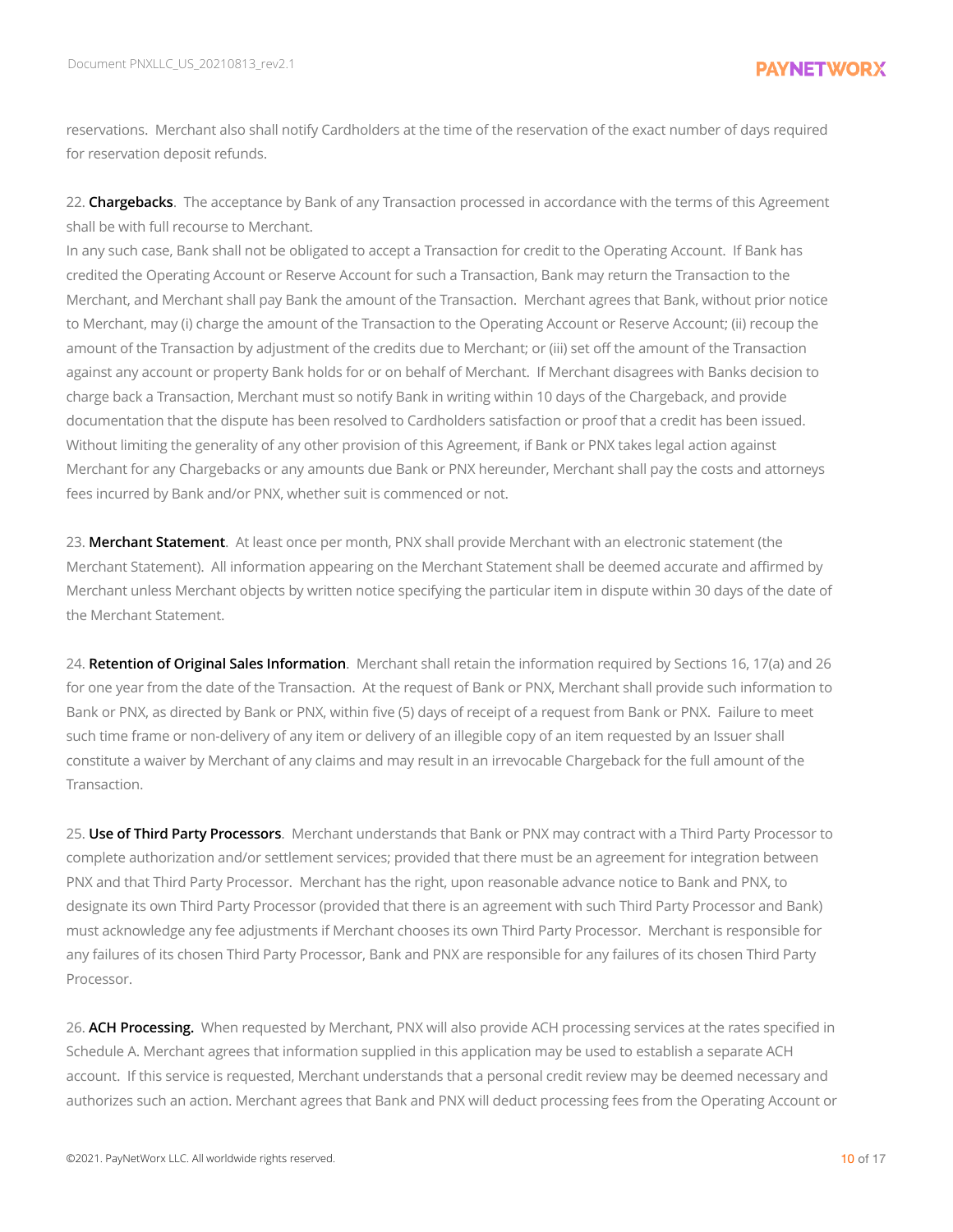reservations. Merchant also shall notify Cardholders at the time of the reservation of the exact number of days required for reservation deposit refunds.

22. **Chargebacks**. The acceptance by Bank of any Transaction processed in accordance with the terms of this Agreement shall be with full recourse to Merchant.
In any such case, Bank shall not be obligated to accept a Transaction for credit to the Operating Account. If Bank has credited the Operating Account or Reserve Account for such a Transaction, Bank may return the Transaction to the Merchant, and Merchant shall pay Bank the amount of the Transaction. Merchant agrees that Bank, without prior notice to Merchant, may (i) charge the amount of the Transaction to the Operating Account or Reserve Account; (ii) recoup the amount of the Transaction by adjustment of the credits due to Merchant; or (iii) set off the amount of the Transaction against any account or property Bank holds for or on behalf of Merchant. If Merchant disagrees with Banks decision to charge back a Transaction, Merchant must so notify Bank in writing within 10 days of the Chargeback, and provide documentation that the dispute has been resolved to Cardholders satisfaction or proof that a credit has been issued. Without limiting the generality of any other provision of this Agreement, if Bank or PNX takes legal action against Merchant for any Chargebacks or any amounts due Bank or PNX hereunder, Merchant shall pay the costs and attorneys fees incurred by Bank and/or PNX, whether suit is commenced or not.

23. **Merchant Statement**. At least once per month, PNX shall provide Merchant with an electronic statement (the Merchant Statement). All information appearing on the Merchant Statement shall be deemed accurate and affirmed by Merchant unless Merchant objects by written notice specifying the particular item in dispute within 30 days of the date of the Merchant Statement.

24. **Retention of Original Sales Information**. Merchant shall retain the information required by Sections 16, 17(a) and 26 for one year from the date of the Transaction. At the request of Bank or PNX, Merchant shall provide such information to Bank or PNX, as directed by Bank or PNX, within five (5) days of receipt of a request from Bank or PNX. Failure to meet such time frame or non-delivery of any item or delivery of an illegible copy of an item requested by an Issuer shall constitute a waiver by Merchant of any claims and may result in an irrevocable Chargeback for the full amount of the Transaction.

25. **Use of Third Party Processors**. Merchant understands that Bank or PNX may contract with a Third Party Processor to complete authorization and/or settlement services; provided that there must be an agreement for integration between PNX and that Third Party Processor. Merchant has the right, upon reasonable advance notice to Bank and PNX, to designate its own Third Party Processor (provided that there is an agreement with such Third Party Processor and Bank) must acknowledge any fee adjustments if Merchant chooses its own Third Party Processor. Merchant is responsible for any failures of its chosen Third Party Processor, Bank and PNX are responsible for any failures of its chosen Third Party Processor.

26. **ACH Processing.** When requested by Merchant, PNX will also provide ACH processing services at the rates specified in Schedule A. Merchant agrees that information supplied in this application may be used to establish a separate ACH account. If this service is requested, Merchant understands that a personal credit review may be deemed necessary and authorizes such an action. Merchant agrees that Bank and PNX will deduct processing fees from the Operating Account or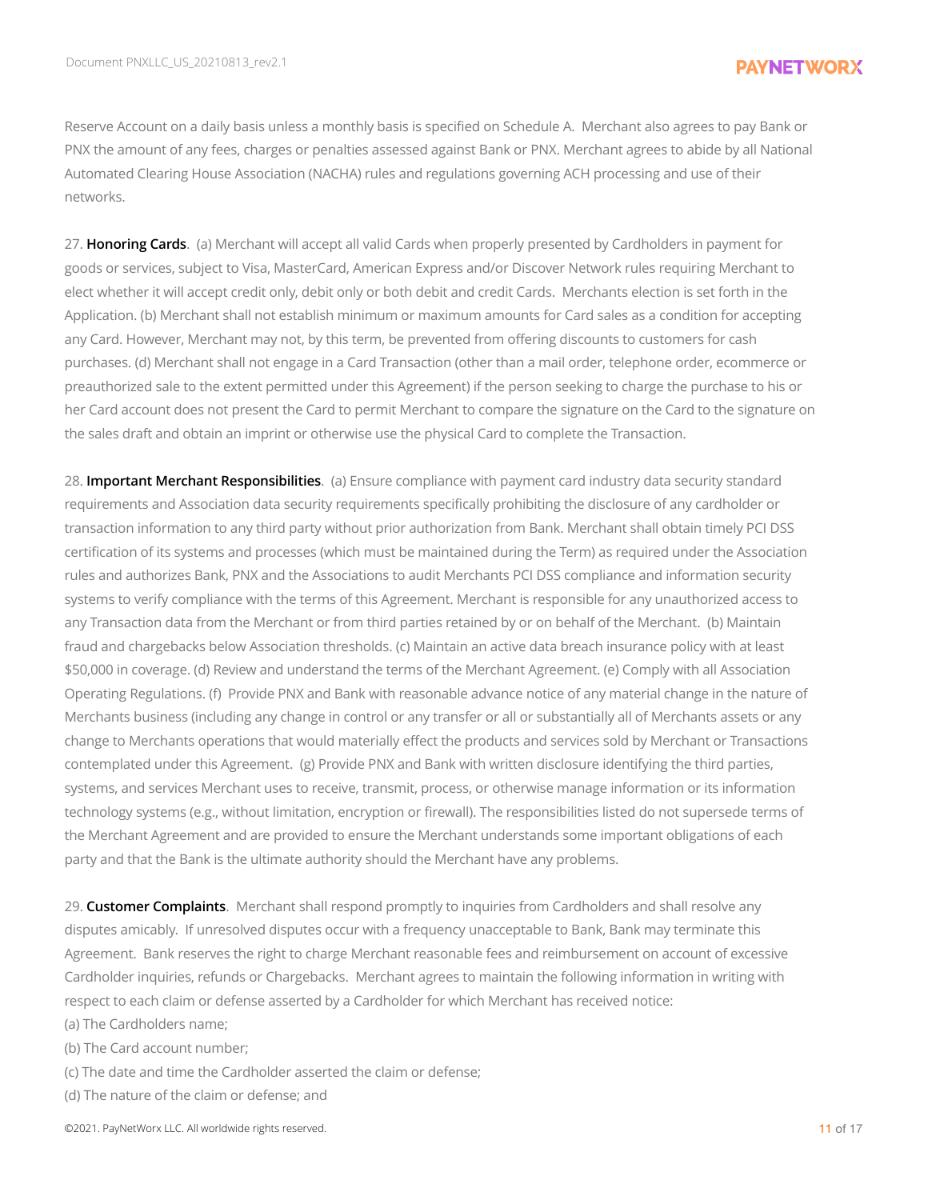Reserve Account on a daily basis unless a monthly basis is specified on Schedule A. Merchant also agrees to pay Bank or PNX the amount of any fees, charges or penalties assessed against Bank or PNX. Merchant agrees to abide by all National Automated Clearing House Association (NACHA) rules and regulations governing ACH processing and use of their networks.

27. **Honoring Cards**. (a) Merchant will accept all valid Cards when properly presented by Cardholders in payment for goods or services, subject to Visa, MasterCard, American Express and/or Discover Network rules requiring Merchant to elect whether it will accept credit only, debit only or both debit and credit Cards. Merchants election is set forth in the Application. (b) Merchant shall not establish minimum or maximum amounts for Card sales as a condition for accepting any Card. However, Merchant may not, by this term, be prevented from offering discounts to customers for cash purchases. (d) Merchant shall not engage in a Card Transaction (other than a mail order, telephone order, ecommerce or preauthorized sale to the extent permitted under this Agreement) if the person seeking to charge the purchase to his or her Card account does not present the Card to permit Merchant to compare the signature on the Card to the signature on the sales draft and obtain an imprint or otherwise use the physical Card to complete the Transaction.

28. **Important Merchant Responsibilities**. (a) Ensure compliance with payment card industry data security standard requirements and Association data security requirements specifically prohibiting the disclosure of any cardholder or transaction information to any third party without prior authorization from Bank. Merchant shall obtain timely PCI DSS certification of its systems and processes (which must be maintained during the Term) as required under the Association rules and authorizes Bank, PNX and the Associations to audit Merchants PCI DSS compliance and information security systems to verify compliance with the terms of this Agreement. Merchant is responsible for any unauthorized access to any Transaction data from the Merchant or from third parties retained by or on behalf of the Merchant. (b) Maintain fraud and chargebacks below Association thresholds. (c) Maintain an active data breach insurance policy with at least $50,000 in coverage. (d) Review and understand the terms of the Merchant Agreement. (e) Comply with all Association Operating Regulations. (f) Provide PNX and Bank with reasonable advance notice of any material change in the nature of Merchants business (including any change in control or any transfer or all or substantially all of Merchants assets or any change to Merchants operations that would materially effect the products and services sold by Merchant or Transactions contemplated under this Agreement. (g) Provide PNX and Bank with written disclosure identifying the third parties, systems, and services Merchant uses to receive, transmit, process, or otherwise manage information or its information technology systems (e.g., without limitation, encryption or firewall). The responsibilities listed do not supersede terms of the Merchant Agreement and are provided to ensure the Merchant understands some important obligations of each party and that the Bank is the ultimate authority should the Merchant have any problems.

29. **Customer Complaints**. Merchant shall respond promptly to inquiries from Cardholders and shall resolve any disputes amicably. If unresolved disputes occur with a frequency unacceptable to Bank, Bank may terminate this Agreement. Bank reserves the right to charge Merchant reasonable fees and reimbursement on account of excessive Cardholder inquiries, refunds or Chargebacks. Merchant agrees to maintain the following information in writing with respect to each claim or defense asserted by a Cardholder for which Merchant has received notice:

(a) The Cardholders name;

(b) The Card account number;

(c) The date and time the Cardholder asserted the claim or defense;

(d) The nature of the claim or defense; and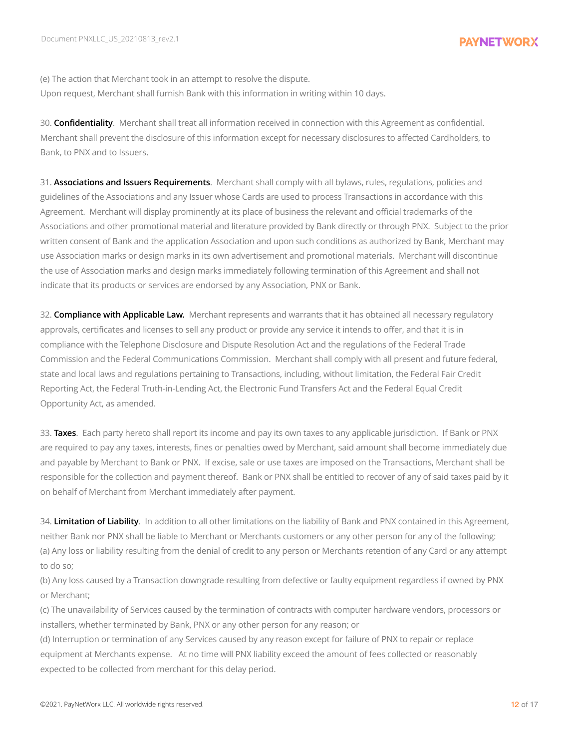(e) The action that Merchant took in an attempt to resolve the dispute.
Upon request, Merchant shall furnish Bank with this information in writing within 10 days.

30. **Confidentiality**. Merchant shall treat all information received in connection with this Agreement as confidential. Merchant shall prevent the disclosure of this information except for necessary disclosures to affected Cardholders, to Bank, to PNX and to Issuers.

31. **Associations and Issuers Requirements**. Merchant shall comply with all bylaws, rules, regulations, policies and guidelines of the Associations and any Issuer whose Cards are used to process Transactions in accordance with this Agreement. Merchant will display prominently at its place of business the relevant and official trademarks of the Associations and other promotional material and literature provided by Bank directly or through PNX. Subject to the prior written consent of Bank and the application Association and upon such conditions as authorized by Bank, Merchant may use Association marks or design marks in its own advertisement and promotional materials. Merchant will discontinue the use of Association marks and design marks immediately following termination of this Agreement and shall not indicate that its products or services are endorsed by any Association, PNX or Bank.

32. **Compliance with Applicable Law.** Merchant represents and warrants that it has obtained all necessary regulatory approvals, certificates and licenses to sell any product or provide any service it intends to offer, and that it is in compliance with the Telephone Disclosure and Dispute Resolution Act and the regulations of the Federal Trade Commission and the Federal Communications Commission. Merchant shall comply with all present and future federal, state and local laws and regulations pertaining to Transactions, including, without limitation, the Federal Fair Credit Reporting Act, the Federal Truth-in-Lending Act, the Electronic Fund Transfers Act and the Federal Equal Credit Opportunity Act, as amended.

33. **Taxes**. Each party hereto shall report its income and pay its own taxes to any applicable jurisdiction. If Bank or PNX are required to pay any taxes, interests, fines or penalties owed by Merchant, said amount shall become immediately due and payable by Merchant to Bank or PNX. If excise, sale or use taxes are imposed on the Transactions, Merchant shall be responsible for the collection and payment thereof. Bank or PNX shall be entitled to recover of any of said taxes paid by it on behalf of Merchant from Merchant immediately after payment.

34. **Limitation of Liability**. In addition to all other limitations on the liability of Bank and PNX contained in this Agreement, neither Bank nor PNX shall be liable to Merchant or Merchants customers or any other person for any of the following:
(a) Any loss or liability resulting from the denial of credit to any person or Merchants retention of any Card or any attempt to do so;
(b) Any loss caused by a Transaction downgrade resulting from defective or faulty equipment regardless if owned by PNX or Merchant;
(c) The unavailability of Services caused by the termination of contracts with computer hardware vendors, processors or installers, whether terminated by Bank, PNX or any other person for any reason; or
(d) Interruption or termination of any Services caused by any reason except for failure of PNX to repair or replace equipment at Merchants expense. At no time will PNX liability exceed the amount of fees collected or reasonably expected to be collected from merchant for this delay period.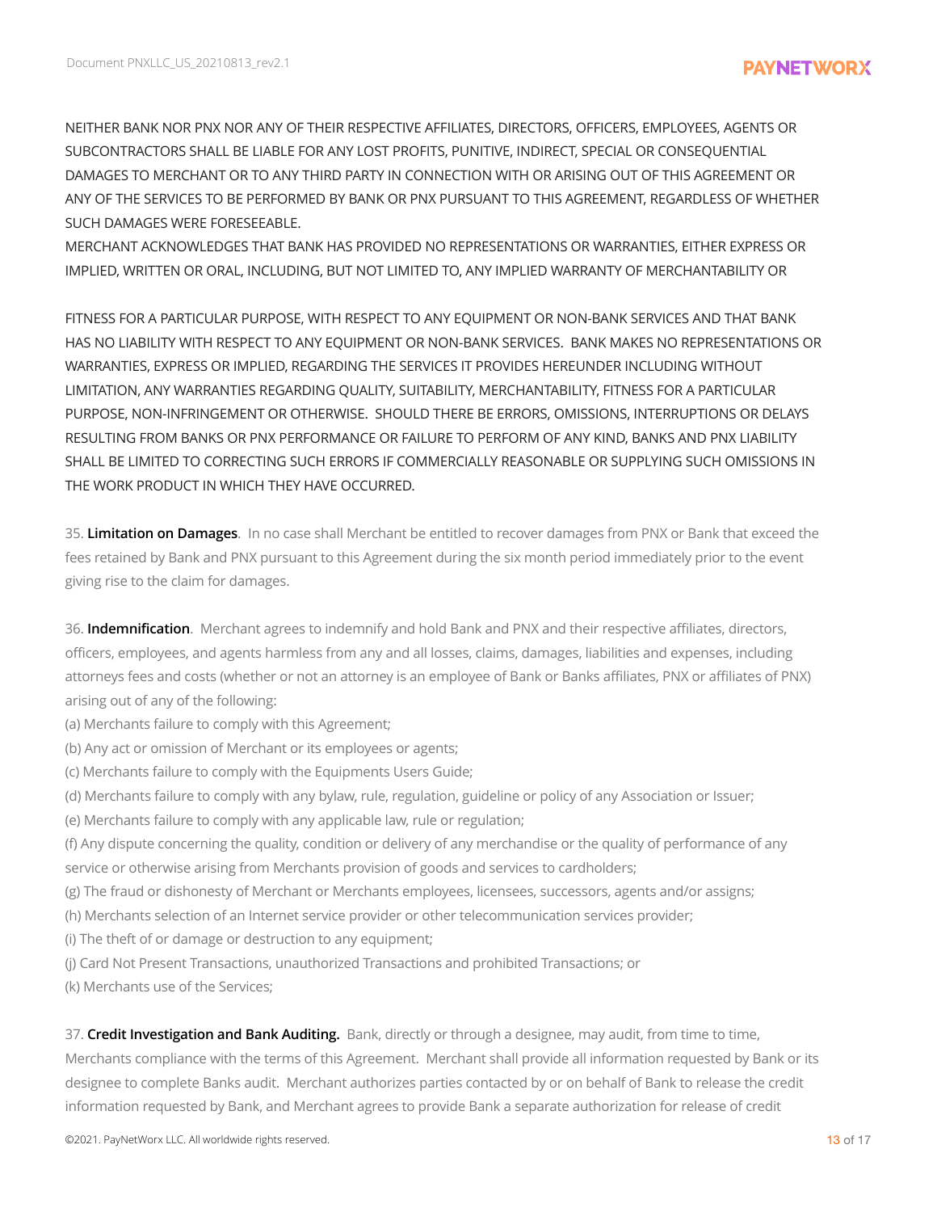NEITHER BANK NOR PNX NOR ANY OF THEIR RESPECTIVE AFFILIATES, DIRECTORS, OFFICERS, EMPLOYEES, AGENTS OR SUBCONTRACTORS SHALL BE LIABLE FOR ANY LOST PROFITS, PUNITIVE, INDIRECT, SPECIAL OR CONSEQUENTIAL DAMAGES TO MERCHANT OR TO ANY THIRD PARTY IN CONNECTION WITH OR ARISING OUT OF THIS AGREEMENT OR ANY OF THE SERVICES TO BE PERFORMED BY BANK OR PNX PURSUANT TO THIS AGREEMENT, REGARDLESS OF WHETHER SUCH DAMAGES WERE FORESEEABLE.
MERCHANT ACKNOWLEDGES THAT BANK HAS PROVIDED NO REPRESENTATIONS OR WARRANTIES, EITHER EXPRESS OR IMPLIED, WRITTEN OR ORAL, INCLUDING, BUT NOT LIMITED TO, ANY IMPLIED WARRANTY OF MERCHANTABILITY OR

FITNESS FOR A PARTICULAR PURPOSE, WITH RESPECT TO ANY EQUIPMENT OR NON-BANK SERVICES AND THAT BANK HAS NO LIABILITY WITH RESPECT TO ANY EQUIPMENT OR NON-BANK SERVICES. BANK MAKES NO REPRESENTATIONS OR WARRANTIES, EXPRESS OR IMPLIED, REGARDING THE SERVICES IT PROVIDES HEREUNDER INCLUDING WITHOUT LIMITATION, ANY WARRANTIES REGARDING QUALITY, SUITABILITY, MERCHANTABILITY, FITNESS FOR A PARTICULAR PURPOSE, NON-INFRINGEMENT OR OTHERWISE. SHOULD THERE BE ERRORS, OMISSIONS, INTERRUPTIONS OR DELAYS RESULTING FROM BANKS OR PNX PERFORMANCE OR FAILURE TO PERFORM OF ANY KIND, BANKS AND PNX LIABILITY SHALL BE LIMITED TO CORRECTING SUCH ERRORS IF COMMERCIALLY REASONABLE OR SUPPLYING SUCH OMISSIONS IN THE WORK PRODUCT IN WHICH THEY HAVE OCCURRED.

35. **Limitation on Damages**. In no case shall Merchant be entitled to recover damages from PNX or Bank that exceed the fees retained by Bank and PNX pursuant to this Agreement during the six month period immediately prior to the event giving rise to the claim for damages.

36. **Indemnification**. Merchant agrees to indemnify and hold Bank and PNX and their respective affiliates, directors, officers, employees, and agents harmless from any and all losses, claims, damages, liabilities and expenses, including attorneys fees and costs (whether or not an attorney is an employee of Bank or Banks affiliates, PNX or affiliates of PNX) arising out of any of the following:
(a) Merchants failure to comply with this Agreement;
(b) Any act or omission of Merchant or its employees or agents;
(c) Merchants failure to comply with the Equipments Users Guide;
(d) Merchants failure to comply with any bylaw, rule, regulation, guideline or policy of any Association or Issuer;
(e) Merchants failure to comply with any applicable law, rule or regulation;
(f) Any dispute concerning the quality, condition or delivery of any merchandise or the quality of performance of any service or otherwise arising from Merchants provision of goods and services to cardholders;
(g) The fraud or dishonesty of Merchant or Merchants employees, licensees, successors, agents and/or assigns;
(h) Merchants selection of an Internet service provider or other telecommunication services provider;
(i) The theft of or damage or destruction to any equipment;
(j) Card Not Present Transactions, unauthorized Transactions and prohibited Transactions; or
(k) Merchants use of the Services;

37. **Credit Investigation and Bank Auditing.** Bank, directly or through a designee, may audit, from time to time, Merchants compliance with the terms of this Agreement. Merchant shall provide all information requested by Bank or its designee to complete Banks audit. Merchant authorizes parties contacted by or on behalf of Bank to release the credit information requested by Bank, and Merchant agrees to provide Bank a separate authorization for release of credit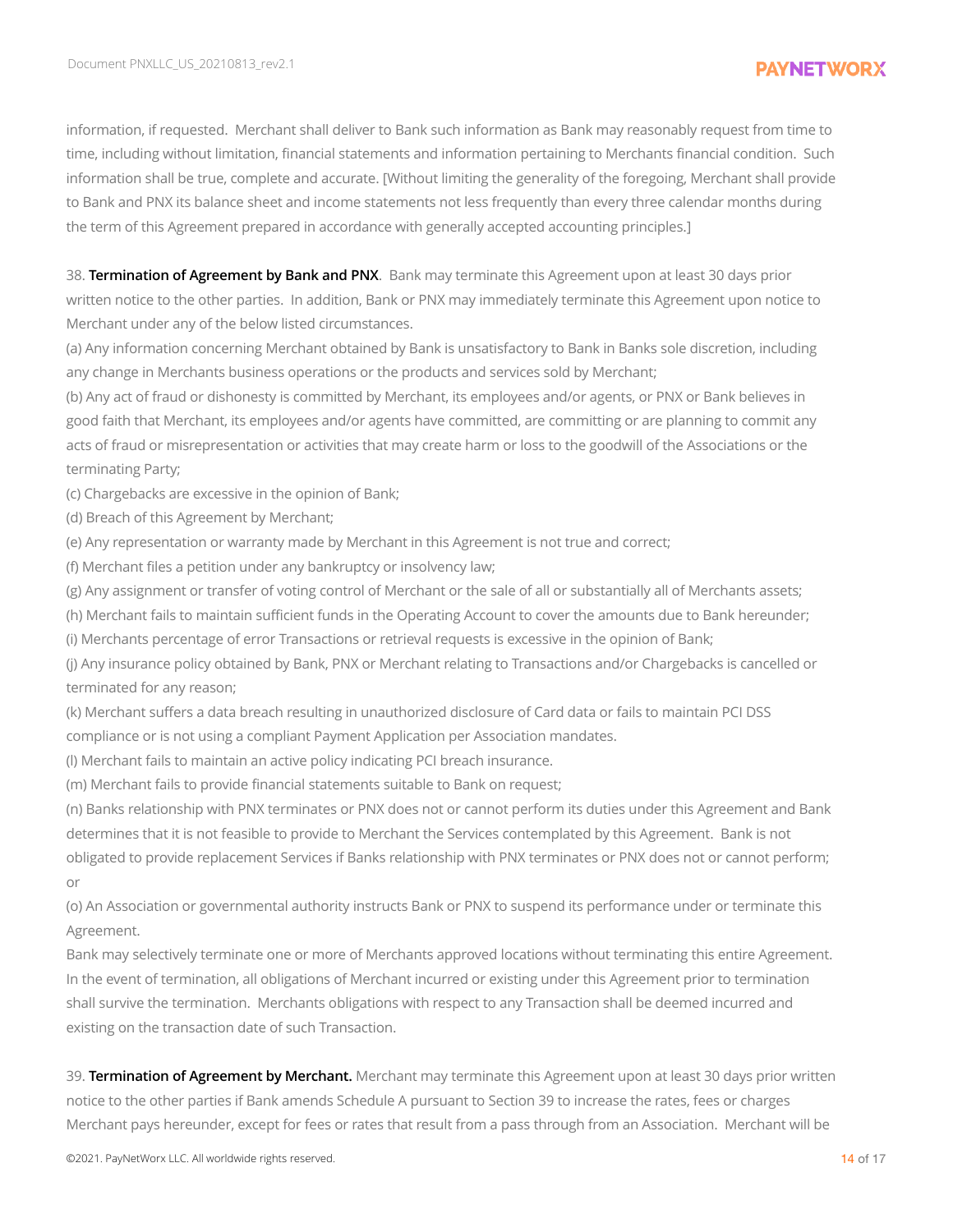information, if requested. Merchant shall deliver to Bank such information as Bank may reasonably request from time to time, including without limitation, financial statements and information pertaining to Merchants financial condition. Such information shall be true, complete and accurate. [Without limiting the generality of the foregoing, Merchant shall provide to Bank and PNX its balance sheet and income statements not less frequently than every three calendar months during the term of this Agreement prepared in accordance with generally accepted accounting principles.]

38. **Termination of Agreement by Bank and PNX**. Bank may terminate this Agreement upon at least 30 days prior written notice to the other parties. In addition, Bank or PNX may immediately terminate this Agreement upon notice to Merchant under any of the below listed circumstances.

(a) Any information concerning Merchant obtained by Bank is unsatisfactory to Bank in Banks sole discretion, including any change in Merchants business operations or the products and services sold by Merchant;

(b) Any act of fraud or dishonesty is committed by Merchant, its employees and/or agents, or PNX or Bank believes in good faith that Merchant, its employees and/or agents have committed, are committing or are planning to commit any acts of fraud or misrepresentation or activities that may create harm or loss to the goodwill of the Associations or the terminating Party;

(c) Chargebacks are excessive in the opinion of Bank;

(d) Breach of this Agreement by Merchant;

(e) Any representation or warranty made by Merchant in this Agreement is not true and correct;

(f) Merchant files a petition under any bankruptcy or insolvency law;

(g) Any assignment or transfer of voting control of Merchant or the sale of all or substantially all of Merchants assets;

(h) Merchant fails to maintain sufficient funds in the Operating Account to cover the amounts due to Bank hereunder;

(i) Merchants percentage of error Transactions or retrieval requests is excessive in the opinion of Bank;

(j) Any insurance policy obtained by Bank, PNX or Merchant relating to Transactions and/or Chargebacks is cancelled or terminated for any reason;

(k) Merchant suffers a data breach resulting in unauthorized disclosure of Card data or fails to maintain PCI DSS compliance or is not using a compliant Payment Application per Association mandates.

(l) Merchant fails to maintain an active policy indicating PCI breach insurance.

(m) Merchant fails to provide financial statements suitable to Bank on request;

(n) Banks relationship with PNX terminates or PNX does not or cannot perform its duties under this Agreement and Bank determines that it is not feasible to provide to Merchant the Services contemplated by this Agreement. Bank is not obligated to provide replacement Services if Banks relationship with PNX terminates or PNX does not or cannot perform; or

(o) An Association or governmental authority instructs Bank or PNX to suspend its performance under or terminate this Agreement.

Bank may selectively terminate one or more of Merchants approved locations without terminating this entire Agreement. In the event of termination, all obligations of Merchant incurred or existing under this Agreement prior to termination shall survive the termination. Merchants obligations with respect to any Transaction shall be deemed incurred and existing on the transaction date of such Transaction.

39. **Termination of Agreement by Merchant.** Merchant may terminate this Agreement upon at least 30 days prior written notice to the other parties if Bank amends Schedule A pursuant to Section 39 to increase the rates, fees or charges Merchant pays hereunder, except for fees or rates that result from a pass through from an Association. Merchant will be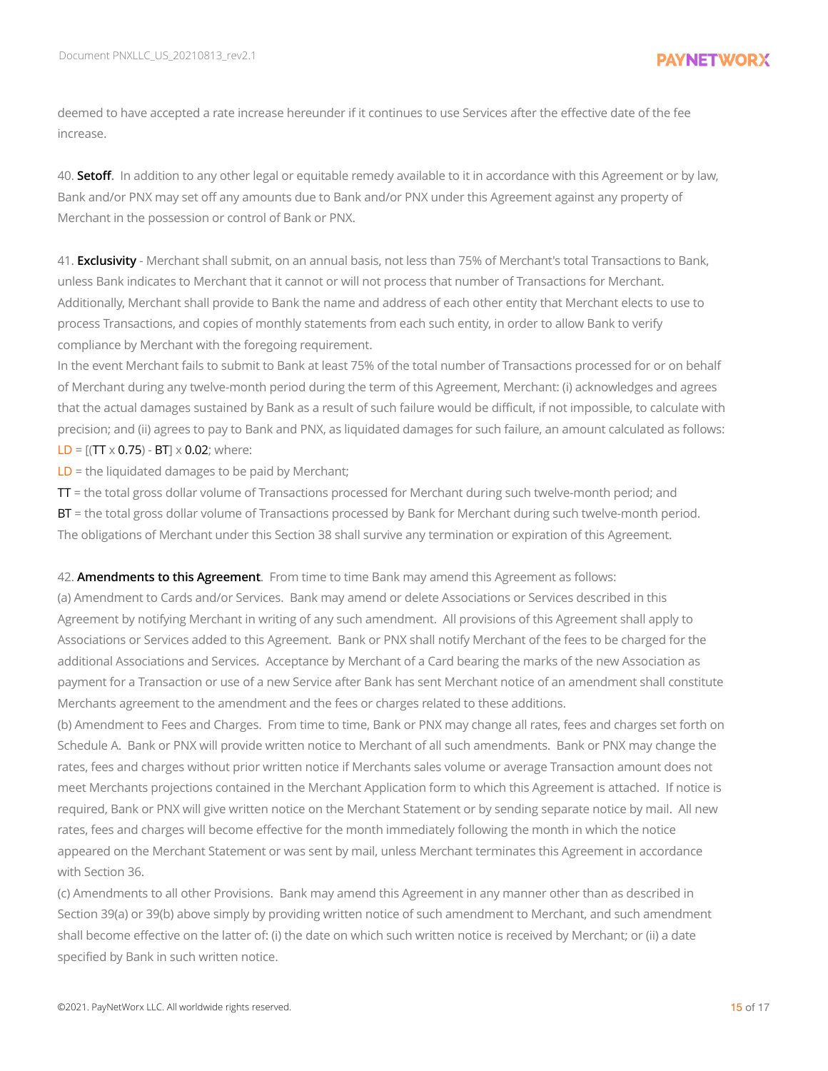deemed to have accepted a rate increase hereunder if it continues to use Services after the effective date of the fee increase.

40. **Setoff**. In addition to any other legal or equitable remedy available to it in accordance with this Agreement or by law, Bank and/or PNX may set off any amounts due to Bank and/or PNX under this Agreement against any property of Merchant in the possession or control of Bank or PNX.

41. **Exclusivity** - Merchant shall submit, on an annual basis, not less than 75% of Merchant's total Transactions to Bank, unless Bank indicates to Merchant that it cannot or will not process that number of Transactions for Merchant. Additionally, Merchant shall provide to Bank the name and address of each other entity that Merchant elects to use to process Transactions, and copies of monthly statements from each such entity, in order to allow Bank to verify compliance by Merchant with the foregoing requirement.

In the event Merchant fails to submit to Bank at least 75% of the total number of Transactions processed for or on behalf of Merchant during any twelve-month period during the term of this Agreement, Merchant: (i) acknowledges and agrees that the actual damages sustained by Bank as a result of such failure would be difficult, if not impossible, to calculate with precision; and (ii) agrees to pay to Bank and PNX, as liquidated damages for such failure, an amount calculated as follows:

$LD = [(TT \times 0.75) - BT] \times 0.02$; where:

LD = the liquidated damages to be paid by Merchant;

TT = the total gross dollar volume of Transactions processed for Merchant during such twelve-month period; and

BT = the total gross dollar volume of Transactions processed by Bank for Merchant during such twelve-month period.

The obligations of Merchant under this Section 38 shall survive any termination or expiration of this Agreement.

42. **Amendments to this Agreement**. From time to time Bank may amend this Agreement as follows:

(a) Amendment to Cards and/or Services. Bank may amend or delete Associations or Services described in this Agreement by notifying Merchant in writing of any such amendment. All provisions of this Agreement shall apply to Associations or Services added to this Agreement. Bank or PNX shall notify Merchant of the fees to be charged for the additional Associations and Services. Acceptance by Merchant of a Card bearing the marks of the new Association as payment for a Transaction or use of a new Service after Bank has sent Merchant notice of an amendment shall constitute Merchants agreement to the amendment and the fees or charges related to these additions.

(b) Amendment to Fees and Charges. From time to time, Bank or PNX may change all rates, fees and charges set forth on Schedule A. Bank or PNX will provide written notice to Merchant of all such amendments. Bank or PNX may change the rates, fees and charges without prior written notice if Merchants sales volume or average Transaction amount does not meet Merchants projections contained in the Merchant Application form to which this Agreement is attached. If notice is required, Bank or PNX will give written notice on the Merchant Statement or by sending separate notice by mail. All new rates, fees and charges will become effective for the month immediately following the month in which the notice appeared on the Merchant Statement or was sent by mail, unless Merchant terminates this Agreement in accordance with Section 36.

(c) Amendments to all other Provisions. Bank may amend this Agreement in any manner other than as described in Section 39(a) or 39(b) above simply by providing written notice of such amendment to Merchant, and such amendment shall become effective on the latter of: (i) the date on which such written notice is received by Merchant; or (ii) a date specified by Bank in such written notice.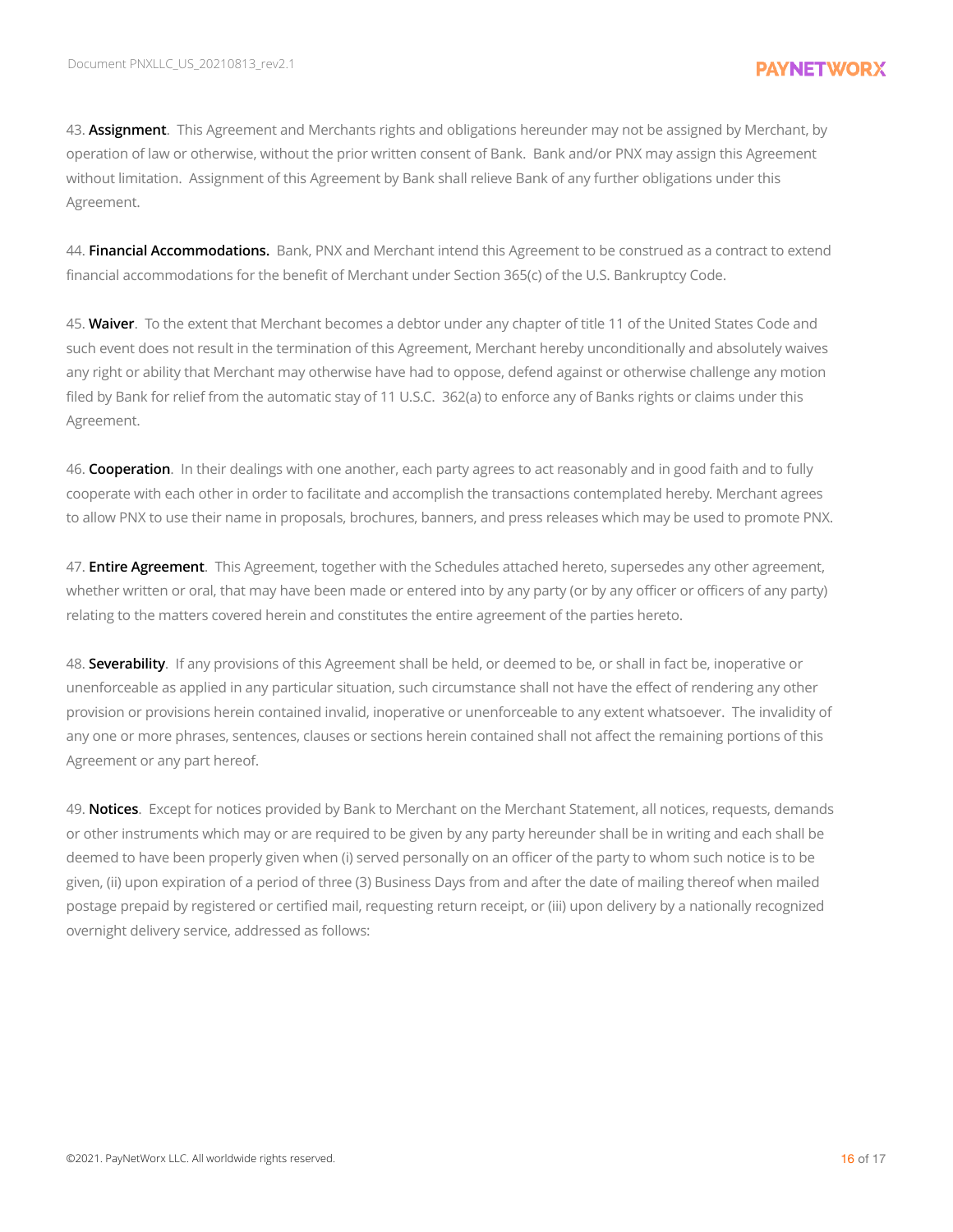43. **Assignment**. This Agreement and Merchants rights and obligations hereunder may not be assigned by Merchant, by operation of law or otherwise, without the prior written consent of Bank. Bank and/or PNX may assign this Agreement without limitation. Assignment of this Agreement by Bank shall relieve Bank of any further obligations under this Agreement.

44. **Financial Accommodations.** Bank, PNX and Merchant intend this Agreement to be construed as a contract to extend financial accommodations for the benefit of Merchant under Section 365(c) of the U.S. Bankruptcy Code.

45. **Waiver**. To the extent that Merchant becomes a debtor under any chapter of title 11 of the United States Code and such event does not result in the termination of this Agreement, Merchant hereby unconditionally and absolutely waives any right or ability that Merchant may otherwise have had to oppose, defend against or otherwise challenge any motion filed by Bank for relief from the automatic stay of 11 U.S.C. 362(a) to enforce any of Banks rights or claims under this Agreement.

46. **Cooperation**. In their dealings with one another, each party agrees to act reasonably and in good faith and to fully cooperate with each other in order to facilitate and accomplish the transactions contemplated hereby. Merchant agrees to allow PNX to use their name in proposals, brochures, banners, and press releases which may be used to promote PNX.

47. **Entire Agreement**. This Agreement, together with the Schedules attached hereto, supersedes any other agreement, whether written or oral, that may have been made or entered into by any party (or by any officer or officers of any party) relating to the matters covered herein and constitutes the entire agreement of the parties hereto.

48. **Severability**. If any provisions of this Agreement shall be held, or deemed to be, or shall in fact be, inoperative or unenforceable as applied in any particular situation, such circumstance shall not have the effect of rendering any other provision or provisions herein contained invalid, inoperative or unenforceable to any extent whatsoever. The invalidity of any one or more phrases, sentences, clauses or sections herein contained shall not affect the remaining portions of this Agreement or any part hereof.

49. **Notices**. Except for notices provided by Bank to Merchant on the Merchant Statement, all notices, requests, demands or other instruments which may or are required to be given by any party hereunder shall be in writing and each shall be deemed to have been properly given when (i) served personally on an officer of the party to whom such notice is to be given, (ii) upon expiration of a period of three (3) Business Days from and after the date of mailing thereof when mailed postage prepaid by registered or certified mail, requesting return receipt, or (iii) upon delivery by a nationally recognized overnight delivery service, addressed as follows: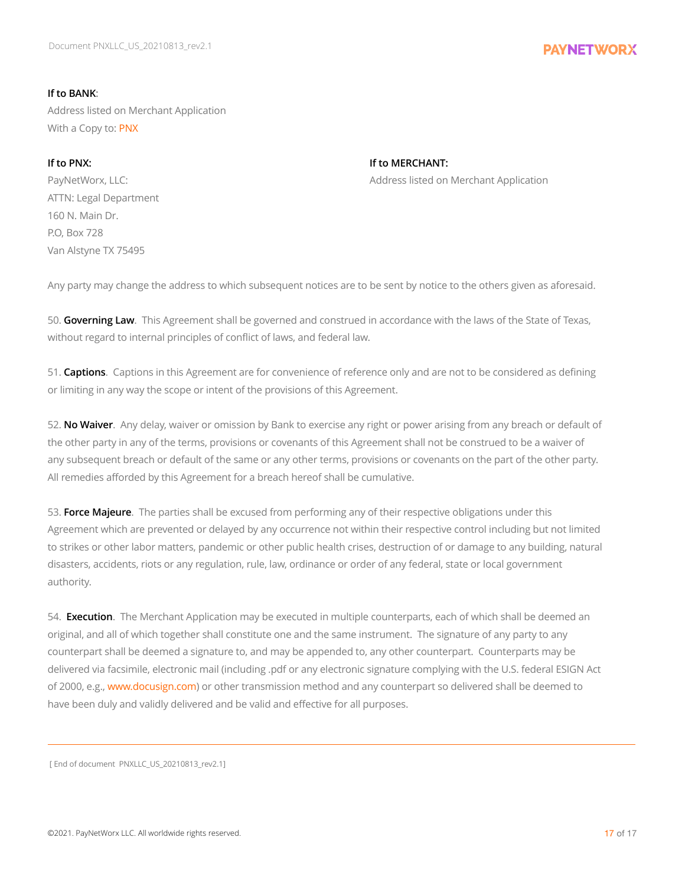**If to BANK**:
Address listed on Merchant Application
With a Copy to: PNX

**If to PNX:**
PayNetWorx, LLC:
ATTN: Legal Department
160 N. Main Dr.
P.O, Box 728
Van Alstyne TX 75495

**If to MERCHANT:**
Address listed on Merchant Application

Any party may change the address to which subsequent notices are to be sent by notice to the others given as aforesaid.

50. **Governing Law**. This Agreement shall be governed and construed in accordance with the laws of the State of Texas, without regard to internal principles of conflict of laws, and federal law.

51. **Captions**. Captions in this Agreement are for convenience of reference only and are not to be considered as defining or limiting in any way the scope or intent of the provisions of this Agreement.

52. **No Waiver**. Any delay, waiver or omission by Bank to exercise any right or power arising from any breach or default of the other party in any of the terms, provisions or covenants of this Agreement shall not be construed to be a waiver of any subsequent breach or default of the same or any other terms, provisions or covenants on the part of the other party. All remedies afforded by this Agreement for a breach hereof shall be cumulative.

53. **Force Majeure**. The parties shall be excused from performing any of their respective obligations under this Agreement which are prevented or delayed by any occurrence not within their respective control including but not limited to strikes or other labor matters, pandemic or other public health crises, destruction of or damage to any building, natural disasters, accidents, riots or any regulation, rule, law, ordinance or order of any federal, state or local government authority.

54. **Execution**. The Merchant Application may be executed in multiple counterparts, each of which shall be deemed an original, and all of which together shall constitute one and the same instrument. The signature of any party to any counterpart shall be deemed a signature to, and may be appended to, any other counterpart. Counterparts may be delivered via facsimile, electronic mail (including .pdf or any electronic signature complying with the U.S. federal ESIGN Act of 2000, e.g., www.docusign.com) or other transmission method and any counterpart so delivered shall be deemed to have been duly and validly delivered and be valid and effective for all purposes.

---

[ End of document PNXLLC_US_20210813_rev2.1]